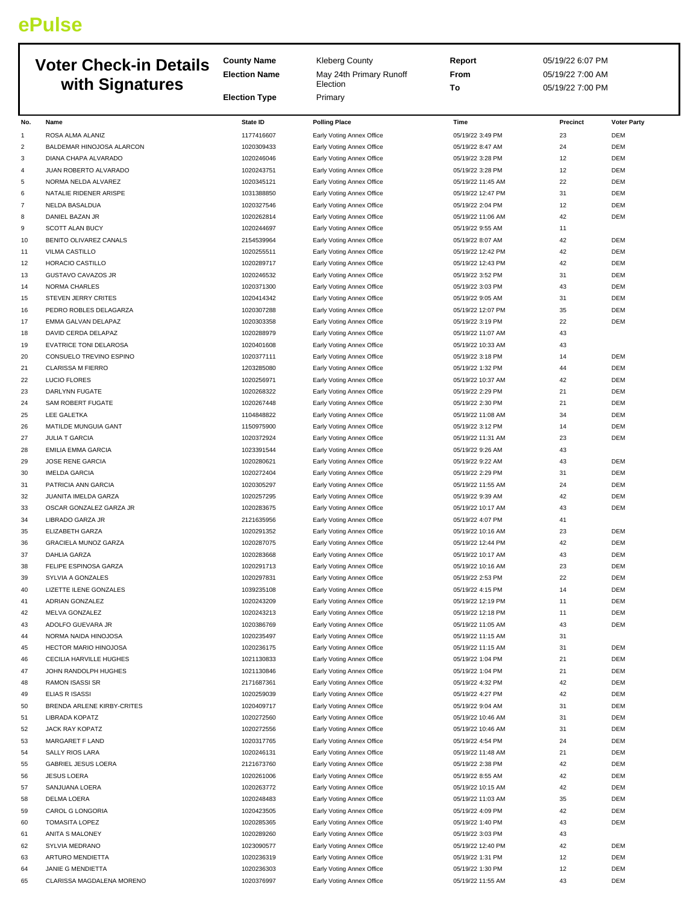ePulse

# Voter Check-in Details with Signatures

**County Name** Kleberg County
**Election Name** May 24th Primary Runoff Election
**Election Type** Primary

**Report** 05/19/22 6:07 PM
**From** 05/19/22 7:00 AM
**To** 05/19/22 7:00 PM

| No. | Name | State ID | Polling Place | Time | Precinct | Voter Party |
|---|---|---|---|---|---|---|
| 1 | ROSA ALMA ALANIZ | 1177416607 | Early Voting Annex Office | 05/19/22 3:49 PM | 23 | DEM |
| 2 | BALDEMAR HINOJOSA ALARCON | 1020309433 | Early Voting Annex Office | 05/19/22 8:47 AM | 24 | DEM |
| 3 | DIANA CHAPA ALVARADO | 1020246046 | Early Voting Annex Office | 05/19/22 3:28 PM | 12 | DEM |
| 4 | JUAN ROBERTO ALVARADO | 1020243751 | Early Voting Annex Office | 05/19/22 3:28 PM | 12 | DEM |
| 5 | NORMA NELDA ALVAREZ | 1020345121 | Early Voting Annex Office | 05/19/22 11:45 AM | 22 | DEM |
| 6 | NATALIE RIDENER ARISPE | 1031388850 | Early Voting Annex Office | 05/19/22 12:47 PM | 31 | DEM |
| 7 | NELDA BASALDUA | 1020327546 | Early Voting Annex Office | 05/19/22 2:04 PM | 12 | DEM |
| 8 | DANIEL BAZAN JR | 1020262814 | Early Voting Annex Office | 05/19/22 11:06 AM | 42 | DEM |
| 9 | SCOTT ALAN BUCY | 1020244697 | Early Voting Annex Office | 05/19/22 9:55 AM | 11 | |
| 10 | BENITO OLIVAREZ CANALS | 2154539964 | Early Voting Annex Office | 05/19/22 8:07 AM | 42 | DEM |
| 11 | VILMA CASTILLO | 1020255511 | Early Voting Annex Office | 05/19/22 12:42 PM | 42 | DEM |
| 12 | HORACIO CASTILLO | 1020289717 | Early Voting Annex Office | 05/19/22 12:43 PM | 42 | DEM |
| 13 | GUSTAVO CAVAZOS JR | 1020246532 | Early Voting Annex Office | 05/19/22 3:52 PM | 31 | DEM |
| 14 | NORMA CHARLES | 1020371300 | Early Voting Annex Office | 05/19/22 3:03 PM | 43 | DEM |
| 15 | STEVEN JERRY CRITES | 1020414342 | Early Voting Annex Office | 05/19/22 9:05 AM | 31 | DEM |
| 16 | PEDRO ROBLES DELAGARZA | 1020307288 | Early Voting Annex Office | 05/19/22 12:07 PM | 35 | DEM |
| 17 | EMMA GALVAN DELAPAZ | 1020303358 | Early Voting Annex Office | 05/19/22 3:19 PM | 22 | DEM |
| 18 | DAVID CERDA DELAPAZ | 1020288979 | Early Voting Annex Office | 05/19/22 11:07 AM | 43 | |
| 19 | EVATRICE TONI DELAROSA | 1020401608 | Early Voting Annex Office | 05/19/22 10:33 AM | 43 | |
| 20 | CONSUELO TREVINO ESPINO | 1020377111 | Early Voting Annex Office | 05/19/22 3:18 PM | 14 | DEM |
| 21 | CLARISSA M FIERRO | 1203285080 | Early Voting Annex Office | 05/19/22 1:32 PM | 44 | DEM |
| 22 | LUCIO FLORES | 1020256971 | Early Voting Annex Office | 05/19/22 10:37 AM | 42 | DEM |
| 23 | DARLYNN FUGATE | 1020268322 | Early Voting Annex Office | 05/19/22 2:29 PM | 21 | DEM |
| 24 | SAM ROBERT FUGATE | 1020267448 | Early Voting Annex Office | 05/19/22 2:30 PM | 21 | DEM |
| 25 | LEE GALETKA | 1104848822 | Early Voting Annex Office | 05/19/22 11:08 AM | 34 | DEM |
| 26 | MATILDE MUNGUIA GANT | 1150975900 | Early Voting Annex Office | 05/19/22 3:12 PM | 14 | DEM |
| 27 | JULIA T GARCIA | 1020372924 | Early Voting Annex Office | 05/19/22 11:31 AM | 23 | DEM |
| 28 | EMILIA EMMA GARCIA | 1023391544 | Early Voting Annex Office | 05/19/22 9:26 AM | 43 | |
| 29 | JOSE RENE GARCIA | 1020280621 | Early Voting Annex Office | 05/19/22 9:22 AM | 43 | DEM |
| 30 | IMELDA GARCIA | 1020272404 | Early Voting Annex Office | 05/19/22 2:29 PM | 31 | DEM |
| 31 | PATRICIA ANN GARCIA | 1020305297 | Early Voting Annex Office | 05/19/22 11:55 AM | 24 | DEM |
| 32 | JUANITA IMELDA GARZA | 1020257295 | Early Voting Annex Office | 05/19/22 9:39 AM | 42 | DEM |
| 33 | OSCAR GONZALEZ GARZA JR | 1020283675 | Early Voting Annex Office | 05/19/22 10:17 AM | 43 | DEM |
| 34 | LIBRADO GARZA JR | 2121635956 | Early Voting Annex Office | 05/19/22 4:07 PM | 41 | |
| 35 | ELIZABETH GARZA | 1020291352 | Early Voting Annex Office | 05/19/22 10:16 AM | 23 | DEM |
| 36 | GRACIELA MUNOZ GARZA | 1020287075 | Early Voting Annex Office | 05/19/22 12:44 PM | 42 | DEM |
| 37 | DAHLIA GARZA | 1020283668 | Early Voting Annex Office | 05/19/22 10:17 AM | 43 | DEM |
| 38 | FELIPE ESPINOSA GARZA | 1020291713 | Early Voting Annex Office | 05/19/22 10:16 AM | 23 | DEM |
| 39 | SYLVIA A GONZALES | 1020297831 | Early Voting Annex Office | 05/19/22 2:53 PM | 22 | DEM |
| 40 | LIZETTE ILENE GONZALES | 1039235108 | Early Voting Annex Office | 05/19/22 4:15 PM | 14 | DEM |
| 41 | ADRIAN GONZALEZ | 1020243209 | Early Voting Annex Office | 05/19/22 12:19 PM | 11 | DEM |
| 42 | MELVA GONZALEZ | 1020243213 | Early Voting Annex Office | 05/19/22 12:18 PM | 11 | DEM |
| 43 | ADOLFO GUEVARA JR | 1020386769 | Early Voting Annex Office | 05/19/22 11:05 AM | 43 | DEM |
| 44 | NORMA NAIDA HINOJOSA | 1020235497 | Early Voting Annex Office | 05/19/22 11:15 AM | 31 | |
| 45 | HECTOR MARIO HINOJOSA | 1020236175 | Early Voting Annex Office | 05/19/22 11:15 AM | 31 | DEM |
| 46 | CECILIA HARVILLE HUGHES | 1021130833 | Early Voting Annex Office | 05/19/22 1:04 PM | 21 | DEM |
| 47 | JOHN RANDOLPH HUGHES | 1021130846 | Early Voting Annex Office | 05/19/22 1:04 PM | 21 | DEM |
| 48 | RAMON ISASSI SR | 2171687361 | Early Voting Annex Office | 05/19/22 4:32 PM | 42 | DEM |
| 49 | ELIAS R ISASSI | 1020259039 | Early Voting Annex Office | 05/19/22 4:27 PM | 42 | DEM |
| 50 | BRENDA ARLENE KIRBY-CRITES | 1020409717 | Early Voting Annex Office | 05/19/22 9:04 AM | 31 | DEM |
| 51 | LIBRADA KOPATZ | 1020272560 | Early Voting Annex Office | 05/19/22 10:46 AM | 31 | DEM |
| 52 | JACK RAY KOPATZ | 1020272556 | Early Voting Annex Office | 05/19/22 10:46 AM | 31 | DEM |
| 53 | MARGARET F LAND | 1020317765 | Early Voting Annex Office | 05/19/22 4:54 PM | 24 | DEM |
| 54 | SALLY RIOS LARA | 1020246131 | Early Voting Annex Office | 05/19/22 11:48 AM | 21 | DEM |
| 55 | GABRIEL JESUS LOERA | 2121673760 | Early Voting Annex Office | 05/19/22 2:38 PM | 42 | DEM |
| 56 | JESUS LOERA | 1020261006 | Early Voting Annex Office | 05/19/22 8:55 AM | 42 | DEM |
| 57 | SANJUANA LOERA | 1020263772 | Early Voting Annex Office | 05/19/22 10:15 AM | 42 | DEM |
| 58 | DELMA LOERA | 1020248483 | Early Voting Annex Office | 05/19/22 11:03 AM | 35 | DEM |
| 59 | CAROL G LONGORIA | 1020423505 | Early Voting Annex Office | 05/19/22 4:09 PM | 42 | DEM |
| 60 | TOMASITA LOPEZ | 1020285365 | Early Voting Annex Office | 05/19/22 1:40 PM | 43 | DEM |
| 61 | ANITA S MALONEY | 1020289260 | Early Voting Annex Office | 05/19/22 3:03 PM | 43 | |
| 62 | SYLVIA MEDRANO | 1023090577 | Early Voting Annex Office | 05/19/22 12:40 PM | 42 | DEM |
| 63 | ARTURO MENDIETTA | 1020236319 | Early Voting Annex Office | 05/19/22 1:31 PM | 12 | DEM |
| 64 | JANIE G MENDIETTA | 1020236303 | Early Voting Annex Office | 05/19/22 1:30 PM | 12 | DEM |
| 65 | CLARISSA MAGDALENA MORENO | 1020376997 | Early Voting Annex Office | 05/19/22 11:55 AM | 43 | DEM |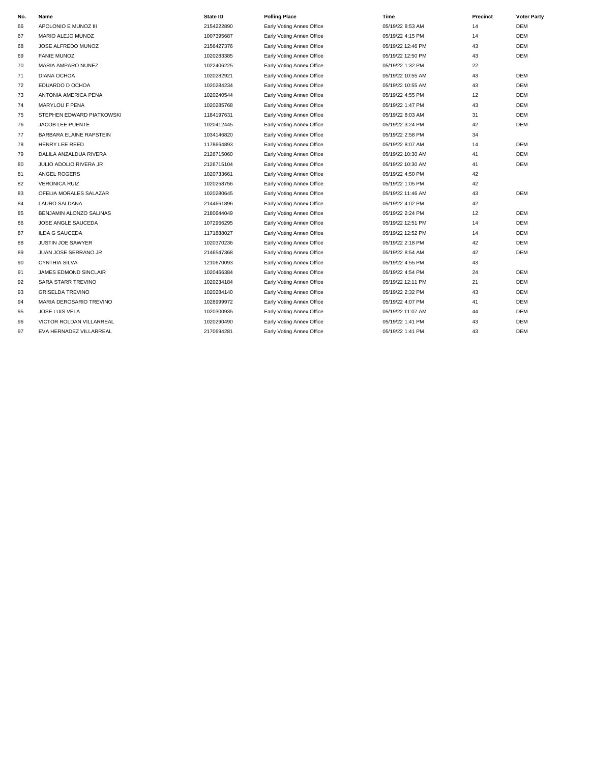| No. | Name | State ID | Polling Place | Time | Precinct | Voter Party |
|---|---|---|---|---|---|---|
| 66 | APOLONIO E MUNOZ III | 2154222890 | Early Voting Annex Office | 05/19/22 8:53 AM | 14 | DEM |
| 67 | MARIO ALEJO MUNOZ | 1007395687 | Early Voting Annex Office | 05/19/22 4:15 PM | 14 | DEM |
| 68 | JOSE ALFREDO MUNOZ | 2156427376 | Early Voting Annex Office | 05/19/22 12:46 PM | 43 | DEM |
| 69 | FANIE MUNOZ | 1020283385 | Early Voting Annex Office | 05/19/22 12:50 PM | 43 | DEM |
| 70 | MARIA AMPARO NUNEZ | 1022406225 | Early Voting Annex Office | 05/19/22 1:32 PM | 22 | |
| 71 | DIANA OCHOA | 1020282921 | Early Voting Annex Office | 05/19/22 10:55 AM | 43 | DEM |
| 72 | EDUARDO D OCHOA | 1020284234 | Early Voting Annex Office | 05/19/22 10:55 AM | 43 | DEM |
| 73 | ANTONIA AMERICA PENA | 1020240544 | Early Voting Annex Office | 05/19/22 4:55 PM | 12 | DEM |
| 74 | MARYLOU F PENA | 1020285768 | Early Voting Annex Office | 05/19/22 1:47 PM | 43 | DEM |
| 75 | STEPHEN EDWARD PIATKOWSKI | 1184197631 | Early Voting Annex Office | 05/19/22 8:03 AM | 31 | DEM |
| 76 | JACOB LEE PUENTE | 1020412445 | Early Voting Annex Office | 05/19/22 3:24 PM | 42 | DEM |
| 77 | BARBARA ELAINE RAPSTEIN | 1034146820 | Early Voting Annex Office | 05/19/22 2:58 PM | 34 | |
| 78 | HENRY LEE REED | 1178664893 | Early Voting Annex Office | 05/19/22 8:07 AM | 14 | DEM |
| 79 | DALILA ANZALDUA RIVERA | 2126715060 | Early Voting Annex Office | 05/19/22 10:30 AM | 41 | DEM |
| 80 | JULIO ADOLIO RIVERA JR | 2126715104 | Early Voting Annex Office | 05/19/22 10:30 AM | 41 | DEM |
| 81 | ANGEL ROGERS | 1020733661 | Early Voting Annex Office | 05/19/22 4:50 PM | 42 | |
| 82 | VERONICA RUIZ | 1020258756 | Early Voting Annex Office | 05/19/22 1:05 PM | 42 | |
| 83 | OFELIA MORALES SALAZAR | 1020280645 | Early Voting Annex Office | 05/19/22 11:46 AM | 43 | DEM |
| 84 | LAURO SALDANA | 2144661896 | Early Voting Annex Office | 05/19/22 4:02 PM | 42 | |
| 85 | BENJAMIN ALONZO SALINAS | 2180644049 | Early Voting Annex Office | 05/19/22 2:24 PM | 12 | DEM |
| 86 | JOSE ANGLE SAUCEDA | 1072966295 | Early Voting Annex Office | 05/19/22 12:51 PM | 14 | DEM |
| 87 | ILDA G SAUCEDA | 1171888027 | Early Voting Annex Office | 05/19/22 12:52 PM | 14 | DEM |
| 88 | JUSTIN JOE SAWYER | 1020370236 | Early Voting Annex Office | 05/19/22 2:18 PM | 42 | DEM |
| 89 | JUAN JOSE SERRANO JR | 2146547368 | Early Voting Annex Office | 05/19/22 8:54 AM | 42 | DEM |
| 90 | CYNTHIA SILVA | 1210670093 | Early Voting Annex Office | 05/19/22 4:55 PM | 43 | |
| 91 | JAMES EDMOND SINCLAIR | 1020466384 | Early Voting Annex Office | 05/19/22 4:54 PM | 24 | DEM |
| 92 | SARA STARR TREVINO | 1020234184 | Early Voting Annex Office | 05/19/22 12:11 PM | 21 | DEM |
| 93 | GRISELDA TREVINO | 1020284140 | Early Voting Annex Office | 05/19/22 2:32 PM | 43 | DEM |
| 94 | MARIA DEROSARIO TREVINO | 1028999972 | Early Voting Annex Office | 05/19/22 4:07 PM | 41 | DEM |
| 95 | JOSE LUIS VELA | 1020300935 | Early Voting Annex Office | 05/19/22 11:07 AM | 44 | DEM |
| 96 | VICTOR ROLDAN VILLARREAL | 1020290490 | Early Voting Annex Office | 05/19/22 1:41 PM | 43 | DEM |
| 97 | EVA HERNADEZ VILLARREAL | 2170694281 | Early Voting Annex Office | 05/19/22 1:41 PM | 43 | DEM |